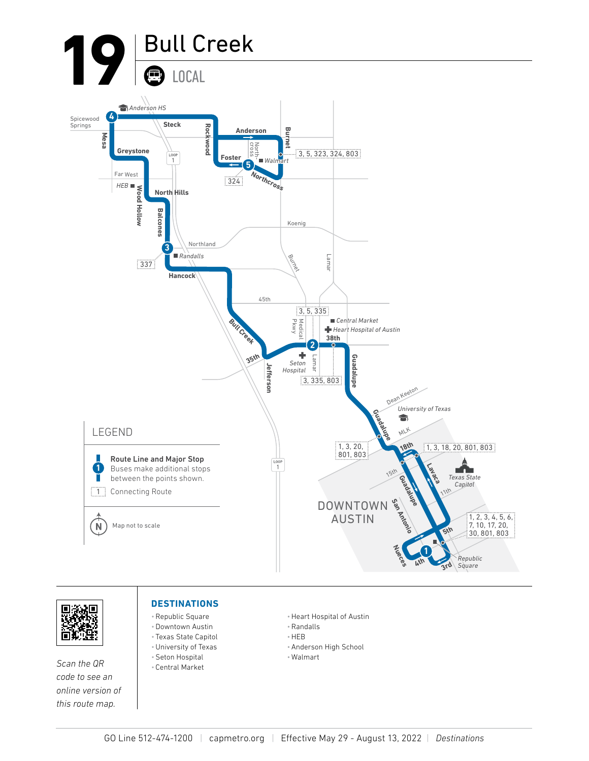# 19 Bull Creek

LOCAL

## LEGEND

- Route Line and Major Stop — Buses make additional stops between the points shown.
- Connecting Route

Map not to scale

Scan the QR code to see an online version of this route map.

## DESTINATIONS

- Republic Square
- Downtown Austin
- Texas State Capitol
- University of Texas
- Seton Hospital
- Central Market
- Heart Hospital of Austin
- Randalls
- HEB
- Anderson High School
- Walmart

GO Line 512-474-1200 | capmetro.org | Effective May 29 - August 13, 2022 | *Destinations*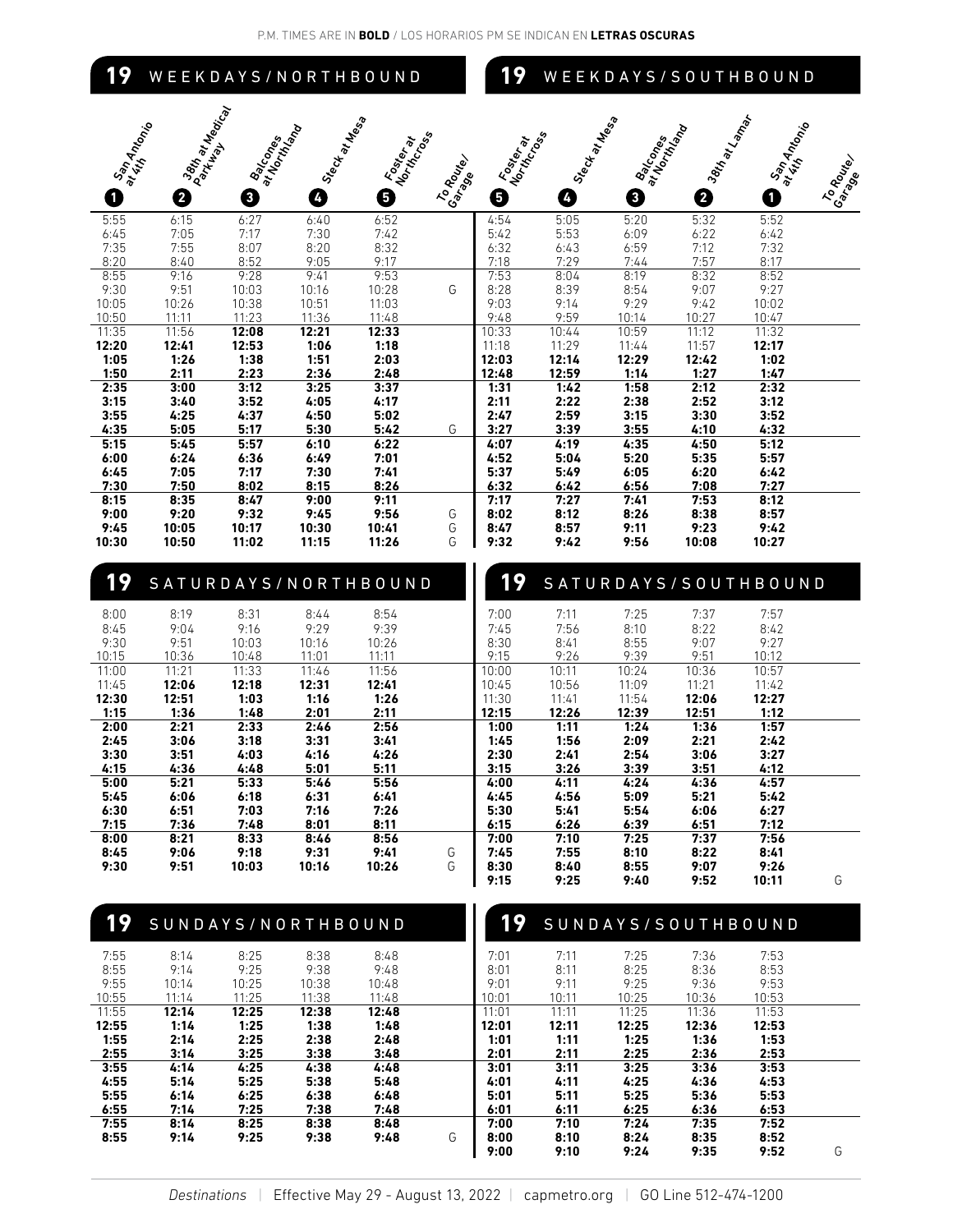P.M. TIMES ARE IN **BOLD** / LOS HORARIOS PM SE INDICAN EN **LETRAS OSCURAS**

## 19 WEEKDAYS/NORTHBOUND

| 1 San Antonio at 4th | 2 38th at Medical Parkway | 3 Balcones at Northland | 4 Steck at Mesa | 5 Foster at Northcross | To Route/ Garage |
|---|---|---|---|---|---|
| 5:55 | 6:15 | 6:27 | 6:40 | 6:52 | |
| 6:45 | 7:05 | 7:17 | 7:30 | 7:42 | |
| 7:35 | 7:55 | 8:07 | 8:20 | 8:32 | |
| 8:20 | 8:40 | 8:52 | 9:05 | 9:17 | |
| 8:55 | 9:16 | 9:28 | 9:41 | 9:53 | |
| 9:30 | 9:51 | 10:03 | 10:16 | 10:28 | G |
| 10:05 | 10:26 | 10:38 | 10:51 | 11:03 | |
| 10:50 | 11:11 | 11:23 | 11:36 | 11:48 | |
| 11:35 | 11:56 | **12:08** | **12:21** | **12:33** | |
| **12:20** | **12:41** | **12:53** | **1:06** | **1:18** | |
| **1:05** | **1:26** | **1:38** | **1:51** | **2:03** | |
| **1:50** | **2:11** | **2:23** | **2:36** | **2:48** | |
| **2:35** | **3:00** | **3:12** | **3:25** | **3:37** | |
| **3:15** | **3:40** | **3:52** | **4:05** | **4:17** | |
| **3:55** | **4:25** | **4:37** | **4:50** | **5:02** | |
| **4:35** | **5:05** | **5:17** | **5:30** | **5:42** | G |
| **5:15** | **5:45** | **5:57** | **6:10** | **6:22** | |
| **6:00** | **6:24** | **6:36** | **6:49** | **7:01** | |
| **6:45** | **7:05** | **7:17** | **7:30** | **7:41** | |
| **7:30** | **7:50** | **8:02** | **8:15** | **8:26** | |
| **8:15** | **8:35** | **8:47** | **9:00** | **9:11** | |
| **9:00** | **9:20** | **9:32** | **9:45** | **9:56** | G |
| **9:45** | **10:05** | **10:17** | **10:30** | **10:41** | G |
| **10:30** | **10:50** | **11:02** | **11:15** | **11:26** | G |

## 19 WEEKDAYS/SOUTHBOUND

| 5 Foster at Northcross | 4 Steck at Mesa | 3 Balcones at Northland | 2 38th at Lamar | 1 San Antonio at 4th | To Route/ Garage |
|---|---|---|---|---|---|
| 4:54 | 5:05 | 5:20 | 5:32 | 5:52 | |
| 5:42 | 5:53 | 6:09 | 6:22 | 6:42 | |
| 6:32 | 6:43 | 6:59 | 7:12 | 7:32 | |
| 7:18 | 7:29 | 7:44 | 7:57 | 8:17 | |
| 7:53 | 8:04 | 8:19 | 8:32 | 8:52 | |
| 8:28 | 8:39 | 8:54 | 9:07 | 9:27 | |
| 9:03 | 9:14 | 9:29 | 9:42 | 10:02 | |
| 9:48 | 9:59 | 10:14 | 10:27 | 10:47 | |
| 10:33 | 10:44 | 10:59 | 11:12 | 11:32 | |
| 11:18 | 11:29 | 11:44 | 11:57 | **12:17** | |
| **12:03** | **12:14** | **12:29** | **12:42** | **1:02** | |
| **12:48** | **12:59** | **1:14** | **1:27** | **1:47** | |
| **1:31** | **1:42** | **1:58** | **2:12** | **2:32** | |
| **2:11** | **2:22** | **2:38** | **2:52** | **3:12** | |
| **2:47** | **2:59** | **3:15** | **3:30** | **3:52** | |
| **3:27** | **3:39** | **3:55** | **4:10** | **4:32** | |
| **4:07** | **4:19** | **4:35** | **4:50** | **5:12** | |
| **4:52** | **5:04** | **5:20** | **5:35** | **5:57** | |
| **5:37** | **5:49** | **6:05** | **6:20** | **6:42** | |
| **6:32** | **6:42** | **6:56** | **7:08** | **7:27** | |
| **7:17** | **7:27** | **7:41** | **7:53** | **8:12** | |
| **8:02** | **8:12** | **8:26** | **8:38** | **8:57** | |
| **8:47** | **8:57** | **9:11** | **9:23** | **9:42** | |
| **9:32** | **9:42** | **9:56** | **10:08** | **10:27** | |

## 19 SATURDAYS/NORTHBOUND

| 1 San Antonio at 4th | 2 38th at Medical Parkway | 3 Balcones at Northland | 4 Steck at Mesa | 5 Foster at Northcross | To Route/ Garage |
|---|---|---|---|---|---|
| 8:00 | 8:19 | 8:31 | 8:44 | 8:54 | |
| 8:45 | 9:04 | 9:16 | 9:29 | 9:39 | |
| 9:30 | 9:51 | 10:03 | 10:16 | 10:26 | |
| 10:15 | 10:36 | 10:48 | 11:01 | 11:11 | |
| 11:00 | 11:21 | 11:33 | 11:46 | 11:56 | |
| 11:45 | **12:06** | **12:18** | **12:31** | **12:41** | |
| **12:30** | **12:51** | **1:03** | **1:16** | **1:26** | |
| **1:15** | **1:36** | **1:48** | **2:01** | **2:11** | |
| **2:00** | **2:21** | **2:33** | **2:46** | **2:56** | |
| **2:45** | **3:06** | **3:18** | **3:31** | **3:41** | |
| **3:30** | **3:51** | **4:03** | **4:16** | **4:26** | |
| **4:15** | **4:36** | **4:48** | **5:01** | **5:11** | |
| **5:00** | **5:21** | **5:33** | **5:46** | **5:56** | |
| **5:45** | **6:06** | **6:18** | **6:31** | **6:41** | |
| **6:30** | **6:51** | **7:03** | **7:16** | **7:26** | |
| **7:15** | **7:36** | **7:48** | **8:01** | **8:11** | |
| **8:00** | **8:21** | **8:33** | **8:46** | **8:56** | |
| **8:45** | **9:06** | **9:18** | **9:31** | **9:41** | G |
| **9:30** | **9:51** | **10:03** | **10:16** | **10:26** | G |

## 19 SATURDAYS/SOUTHBOUND

| 5 Foster at Northcross | 4 Steck at Mesa | 3 Balcones at Northland | 2 38th at Lamar | 1 San Antonio at 4th | To Route/ Garage |
|---|---|---|---|---|---|
| 7:00 | 7:11 | 7:25 | 7:37 | 7:57 | |
| 7:45 | 7:56 | 8:10 | 8:22 | 8:42 | |
| 8:30 | 8:41 | 8:55 | 9:07 | 9:27 | |
| 9:15 | 9:26 | 9:39 | 9:51 | 10:12 | |
| 10:00 | 10:11 | 10:24 | 10:36 | 10:57 | |
| 10:45 | 10:56 | 11:09 | 11:21 | 11:42 | |
| 11:30 | 11:41 | 11:54 | **12:06** | **12:27** | |
| **12:15** | **12:26** | **12:39** | **12:51** | **1:12** | |
| **1:00** | **1:11** | **1:24** | **1:36** | **1:57** | |
| **1:45** | **1:56** | **2:09** | **2:21** | **2:42** | |
| **2:30** | **2:41** | **2:54** | **3:06** | **3:27** | |
| **3:15** | **3:26** | **3:39** | **3:51** | **4:12** | |
| **4:00** | **4:11** | **4:24** | **4:36** | **4:57** | |
| **4:45** | **4:56** | **5:09** | **5:21** | **5:42** | |
| **5:30** | **5:41** | **5:54** | **6:06** | **6:27** | |
| **6:15** | **6:26** | **6:39** | **6:51** | **7:12** | |
| **7:00** | **7:10** | **7:25** | **7:37** | **7:56** | |
| **7:45** | **7:55** | **8:10** | **8:22** | **8:41** | |
| **8:30** | **8:40** | **8:55** | **9:07** | **9:26** | |
| **9:15** | **9:25** | **9:40** | **9:52** | **10:11** | G |

## 19 SUNDAYS/NORTHBOUND

| 1 San Antonio at 4th | 2 38th at Medical Parkway | 3 Balcones at Northland | 4 Steck at Mesa | 5 Foster at Northcross | To Route/ Garage |
|---|---|---|---|---|---|
| 7:55 | 8:14 | 8:25 | 8:38 | 8:48 | |
| 8:55 | 9:14 | 9:25 | 9:38 | 9:48 | |
| 9:55 | 10:14 | 10:25 | 10:38 | 10:48 | |
| 10:55 | 11:14 | 11:25 | 11:38 | 11:48 | |
| 11:55 | **12:14** | **12:25** | **12:38** | **12:48** | |
| **12:55** | **1:14** | **1:25** | **1:38** | **1:48** | |
| **1:55** | **2:14** | **2:25** | **2:38** | **2:48** | |
| **2:55** | **3:14** | **3:25** | **3:38** | **3:48** | |
| **3:55** | **4:14** | **4:25** | **4:38** | **4:48** | |
| **4:55** | **5:14** | **5:25** | **5:38** | **5:48** | |
| **5:55** | **6:14** | **6:25** | **6:38** | **6:48** | |
| **6:55** | **7:14** | **7:25** | **7:38** | **7:48** | |
| **7:55** | **8:14** | **8:25** | **8:38** | **8:48** | |
| **8:55** | **9:14** | **9:25** | **9:38** | **9:48** | G |

## 19 SUNDAYS/SOUTHBOUND

| 5 Foster at Northcross | 4 Steck at Mesa | 3 Balcones at Northland | 2 38th at Lamar | 1 San Antonio at 4th | To Route/ Garage |
|---|---|---|---|---|---|
| 7:01 | 7:11 | 7:25 | 7:36 | 7:53 | |
| 8:01 | 8:11 | 8:25 | 8:36 | 8:53 | |
| 9:01 | 9:11 | 9:25 | 9:36 | 9:53 | |
| 10:01 | 10:11 | 10:25 | 10:36 | 10:53 | |
| 11:01 | 11:11 | 11:25 | 11:36 | 11:53 | |
| **12:01** | **12:11** | **12:25** | **12:36** | **12:53** | |
| **1:01** | **1:11** | **1:25** | **1:36** | **1:53** | |
| **2:01** | **2:11** | **2:25** | **2:36** | **2:53** | |
| **3:01** | **3:11** | **3:25** | **3:36** | **3:53** | |
| **4:01** | **4:11** | **4:25** | **4:36** | **4:53** | |
| **5:01** | **5:11** | **5:25** | **5:36** | **5:53** | |
| **6:01** | **6:11** | **6:25** | **6:36** | **6:53** | |
| **7:00** | **7:10** | **7:24** | **7:35** | **7:52** | |
| **8:00** | **8:10** | **8:24** | **8:35** | **8:52** | |
| **9:00** | **9:10** | **9:24** | **9:35** | **9:52** | G |

*Destinations* | Effective May 29 - August 13, 2022 | capmetro.org | GO Line 512-474-1200